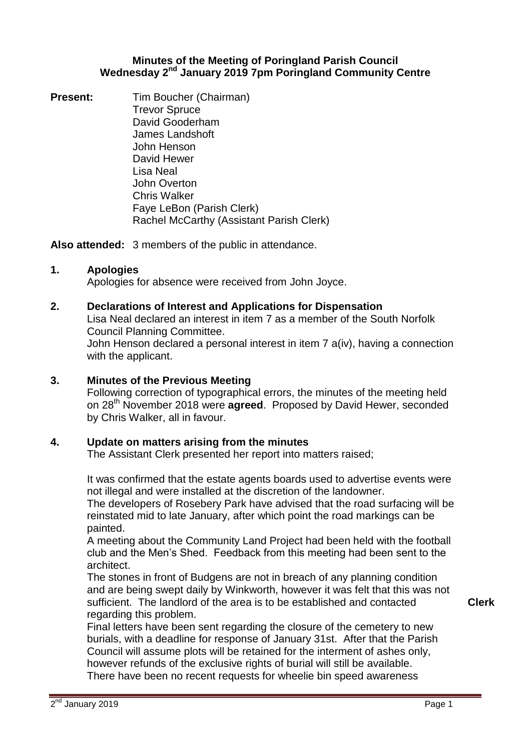# Minutes of the Meeting of Poringland Parish Council
## Wednesday 2nd January 2019 7pm Poringland Community Centre

**Present:**
Tim Boucher (Chairman)
Trevor Spruce
David Gooderham
James Landshoft
John Henson
David Hewer
Lisa Neal
John Overton
Chris Walker
Faye LeBon (Parish Clerk)
Rachel McCarthy (Assistant Parish Clerk)

**Also attended:** 3 members of the public in attendance.

**1. Apologies**

Apologies for absence were received from John Joyce.

**2. Declarations of Interest and Applications for Dispensation**

Lisa Neal declared an interest in item 7 as a member of the South Norfolk Council Planning Committee.

John Henson declared a personal interest in item 7 a(iv), having a connection with the applicant.

**3. Minutes of the Previous Meeting**

Following correction of typographical errors, the minutes of the meeting held on 28th November 2018 were **agreed**. Proposed by David Hewer, seconded by Chris Walker, all in favour.

**4. Update on matters arising from the minutes**

The Assistant Clerk presented her report into matters raised;

It was confirmed that the estate agents boards used to advertise events were not illegal and were installed at the discretion of the landowner.

The developers of Rosebery Park have advised that the road surfacing will be reinstated mid to late January, after which point the road markings can be painted.

A meeting about the Community Land Project had been held with the football club and the Men's Shed. Feedback from this meeting had been sent to the architect.

The stones in front of Budgens are not in breach of any planning condition and are being swept daily by Winkworth, however it was felt that this was not sufficient. The landlord of the area is to be established and contacted regarding this problem. **Clerk**

Final letters have been sent regarding the closure of the cemetery to new burials, with a deadline for response of January 31st. After that the Parish Council will assume plots will be retained for the interment of ashes only, however refunds of the exclusive rights of burial will still be available.

There have been no recent requests for wheelie bin speed awareness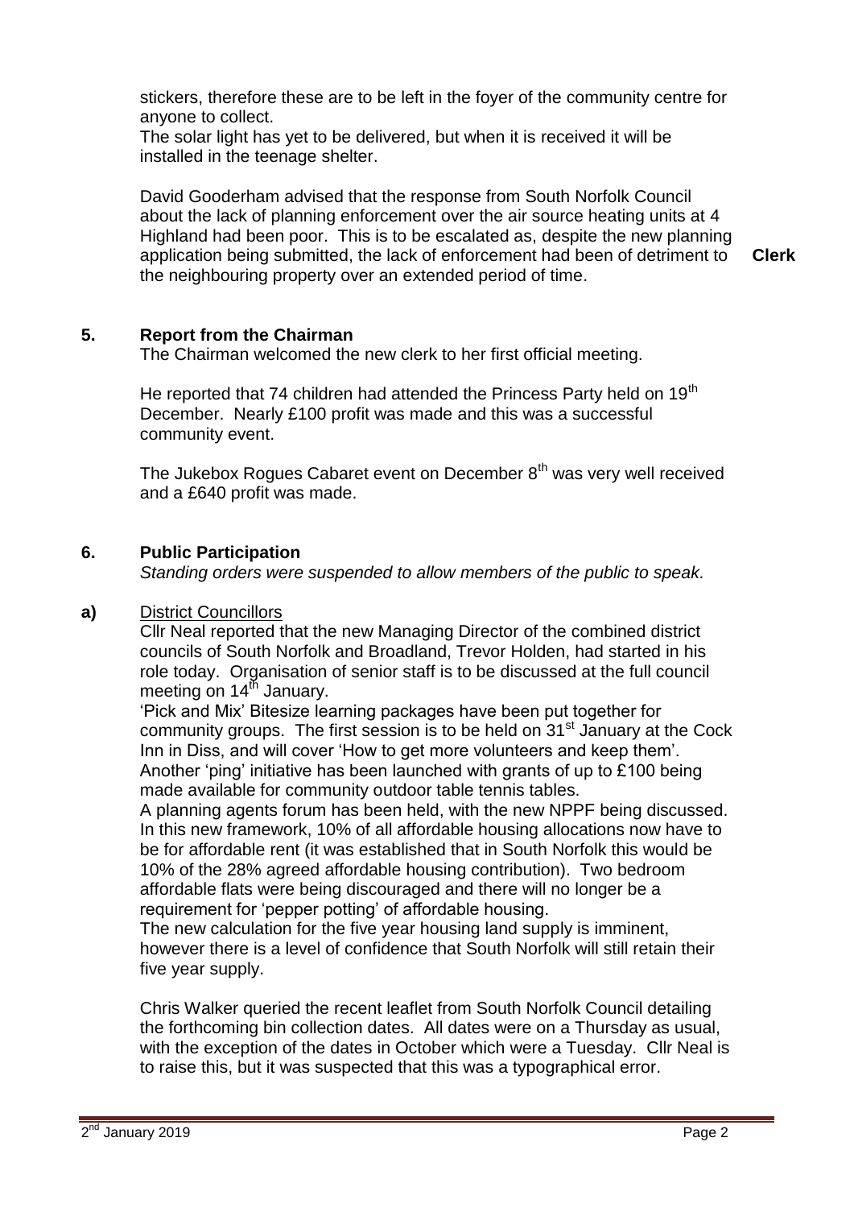stickers, therefore these are to be left in the foyer of the community centre for anyone to collect.
The solar light has yet to be delivered, but when it is received it will be installed in the teenage shelter.

David Gooderham advised that the response from South Norfolk Council about the lack of planning enforcement over the air source heating units at 4 Highland had been poor. This is to be escalated as, despite the new planning application being submitted, the lack of enforcement had been of detriment to the neighbouring property over an extended period of time. **Clerk**

## 5. Report from the Chairman

The Chairman welcomed the new clerk to her first official meeting.

He reported that 74 children had attended the Princess Party held on 19th December. Nearly £100 profit was made and this was a successful community event.

The Jukebox Rogues Cabaret event on December 8th was very well received and a £640 profit was made.

## 6. Public Participation

*Standing orders were suspended to allow members of the public to speak.*

**a)** District Councillors

Cllr Neal reported that the new Managing Director of the combined district councils of South Norfolk and Broadland, Trevor Holden, had started in his role today. Organisation of senior staff is to be discussed at the full council meeting on 14th January.
'Pick and Mix' Bitesize learning packages have been put together for community groups. The first session is to be held on 31st January at the Cock Inn in Diss, and will cover 'How to get more volunteers and keep them'.
Another 'ping' initiative has been launched with grants of up to £100 being made available for community outdoor table tennis tables.
A planning agents forum has been held, with the new NPPF being discussed. In this new framework, 10% of all affordable housing allocations now have to be for affordable rent (it was established that in South Norfolk this would be 10% of the 28% agreed affordable housing contribution). Two bedroom affordable flats were being discouraged and there will no longer be a requirement for 'pepper potting' of affordable housing.
The new calculation for the five year housing land supply is imminent, however there is a level of confidence that South Norfolk will still retain their five year supply.

Chris Walker queried the recent leaflet from South Norfolk Council detailing the forthcoming bin collection dates. All dates were on a Thursday as usual, with the exception of the dates in October which were a Tuesday. Cllr Neal is to raise this, but it was suspected that this was a typographical error.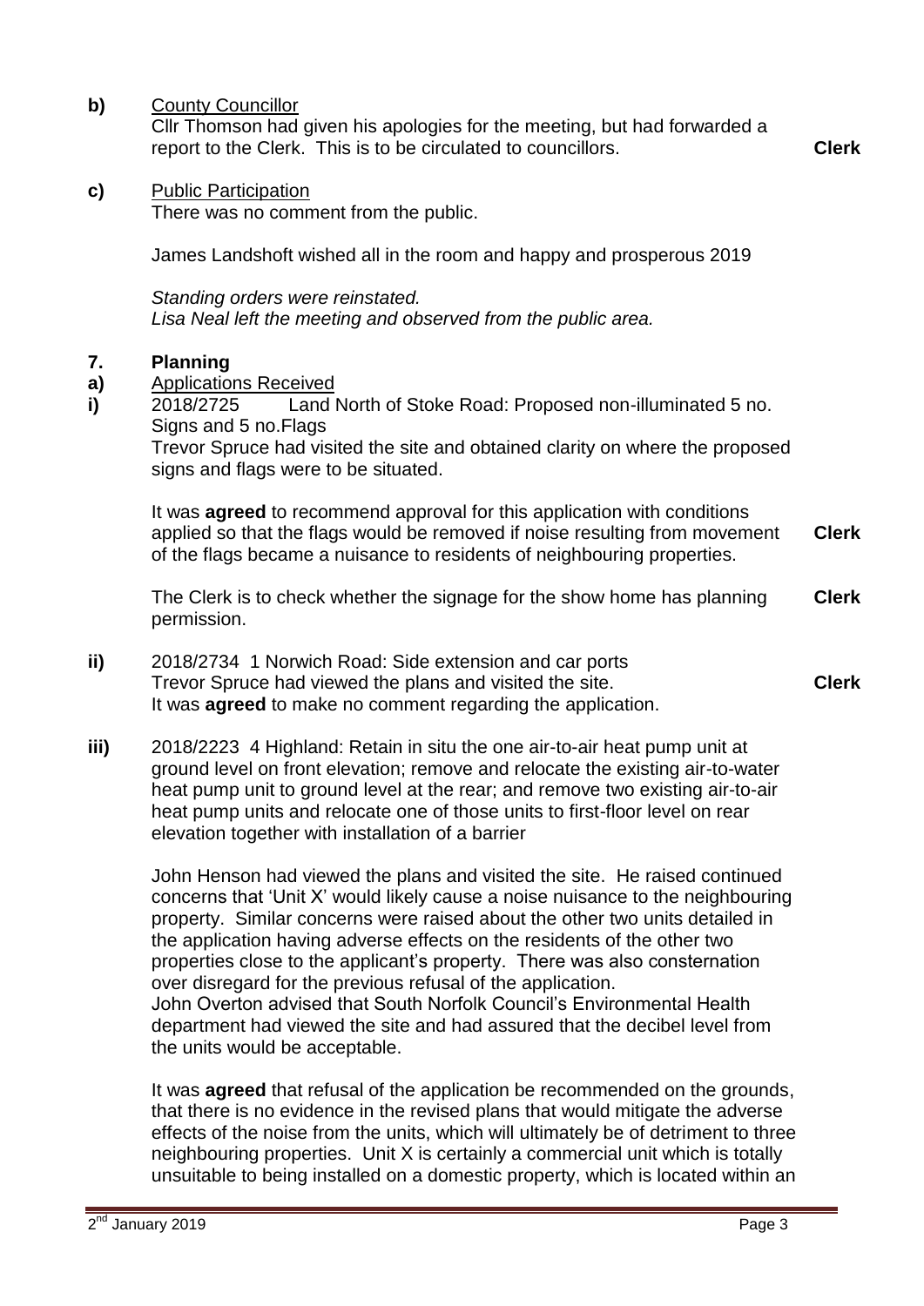**b)** County Councillor

Cllr Thomson had given his apologies for the meeting, but had forwarded a report to the Clerk. This is to be circulated to councillors. **Clerk**

**c)** Public Participation

There was no comment from the public.

James Landshoft wished all in the room and happy and prosperous 2019

*Standing orders were reinstated.*
*Lisa Neal left the meeting and observed from the public area.*

## 7. Planning

**a)** Applications Received

**i)** 2018/2725 Land North of Stoke Road: Proposed non-illuminated 5 no. Signs and 5 no.Flags

Trevor Spruce had visited the site and obtained clarity on where the proposed signs and flags were to be situated.

It was **agreed** to recommend approval for this application with conditions applied so that the flags would be removed if noise resulting from movement of the flags became a nuisance to residents of neighbouring properties. **Clerk**

The Clerk is to check whether the signage for the show home has planning permission. **Clerk**

**ii)** 2018/2734 1 Norwich Road: Side extension and car ports

Trevor Spruce had viewed the plans and visited the site. **Clerk**

It was **agreed** to make no comment regarding the application.

**iii)** 2018/2223 4 Highland: Retain in situ the one air-to-air heat pump unit at ground level on front elevation; remove and relocate the existing air-to-water heat pump unit to ground level at the rear; and remove two existing air-to-air heat pump units and relocate one of those units to first-floor level on rear elevation together with installation of a barrier

John Henson had viewed the plans and visited the site. He raised continued concerns that 'Unit X' would likely cause a noise nuisance to the neighbouring property. Similar concerns were raised about the other two units detailed in the application having adverse effects on the residents of the other two properties close to the applicant's property. There was also consternation over disregard for the previous refusal of the application.

John Overton advised that South Norfolk Council's Environmental Health department had viewed the site and had assured that the decibel level from the units would be acceptable.

It was **agreed** that refusal of the application be recommended on the grounds, that there is no evidence in the revised plans that would mitigate the adverse effects of the noise from the units, which will ultimately be of detriment to three neighbouring properties. Unit X is certainly a commercial unit which is totally unsuitable to being installed on a domestic property, which is located within an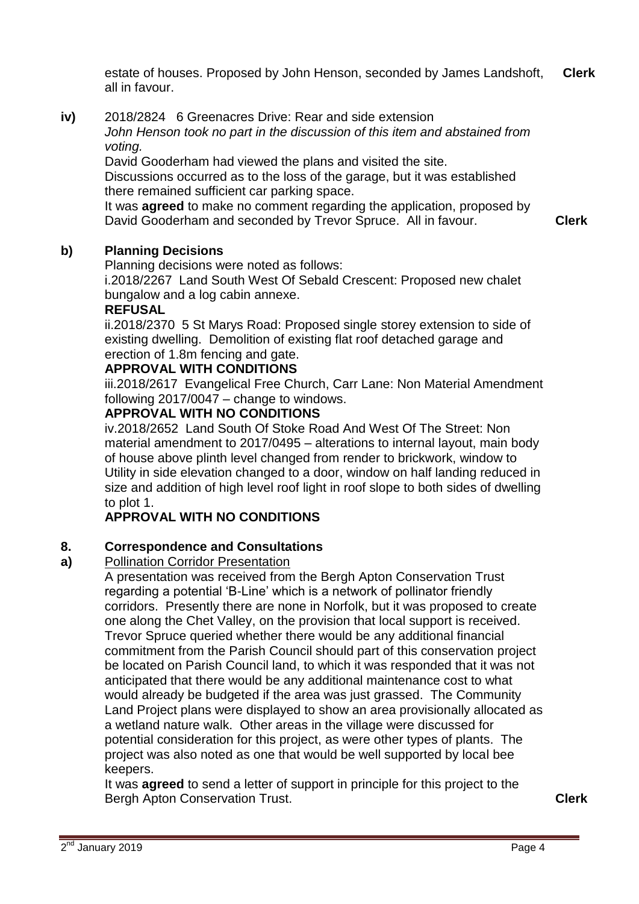estate of houses. Proposed by John Henson, seconded by James Landshoft, all in favour. **Clerk**

**iv)** 2018/2824 6 Greenacres Drive: Rear and side extension

*John Henson took no part in the discussion of this item and abstained from voting.*

David Gooderham had viewed the plans and visited the site.

Discussions occurred as to the loss of the garage, but it was established there remained sufficient car parking space.

It was **agreed** to make no comment regarding the application, proposed by David Gooderham and seconded by Trevor Spruce. All in favour. **Clerk**

**b) Planning Decisions**

Planning decisions were noted as follows:

i.2018/2267 Land South West Of Sebald Crescent: Proposed new chalet bungalow and a log cabin annexe.

**REFUSAL**

ii.2018/2370 5 St Marys Road: Proposed single storey extension to side of existing dwelling. Demolition of existing flat roof detached garage and erection of 1.8m fencing and gate.

**APPROVAL WITH CONDITIONS**

iii.2018/2617 Evangelical Free Church, Carr Lane: Non Material Amendment following 2017/0047 – change to windows.

**APPROVAL WITH NO CONDITIONS**

iv.2018/2652 Land South Of Stoke Road And West Of The Street: Non material amendment to 2017/0495 – alterations to internal layout, main body of house above plinth level changed from render to brickwork, window to Utility in side elevation changed to a door, window on half landing reduced in size and addition of high level roof light in roof slope to both sides of dwelling to plot 1.

**APPROVAL WITH NO CONDITIONS**

## 8. Correspondence and Consultations

**a)** Pollination Corridor Presentation

A presentation was received from the Bergh Apton Conservation Trust regarding a potential 'B-Line' which is a network of pollinator friendly corridors. Presently there are none in Norfolk, but it was proposed to create one along the Chet Valley, on the provision that local support is received. Trevor Spruce queried whether there would be any additional financial commitment from the Parish Council should part of this conservation project be located on Parish Council land, to which it was responded that it was not anticipated that there would be any additional maintenance cost to what would already be budgeted if the area was just grassed. The Community Land Project plans were displayed to show an area provisionally allocated as a wetland nature walk. Other areas in the village were discussed for potential consideration for this project, as were other types of plants. The project was also noted as one that would be well supported by local bee keepers.

It was **agreed** to send a letter of support in principle for this project to the Bergh Apton Conservation Trust. **Clerk**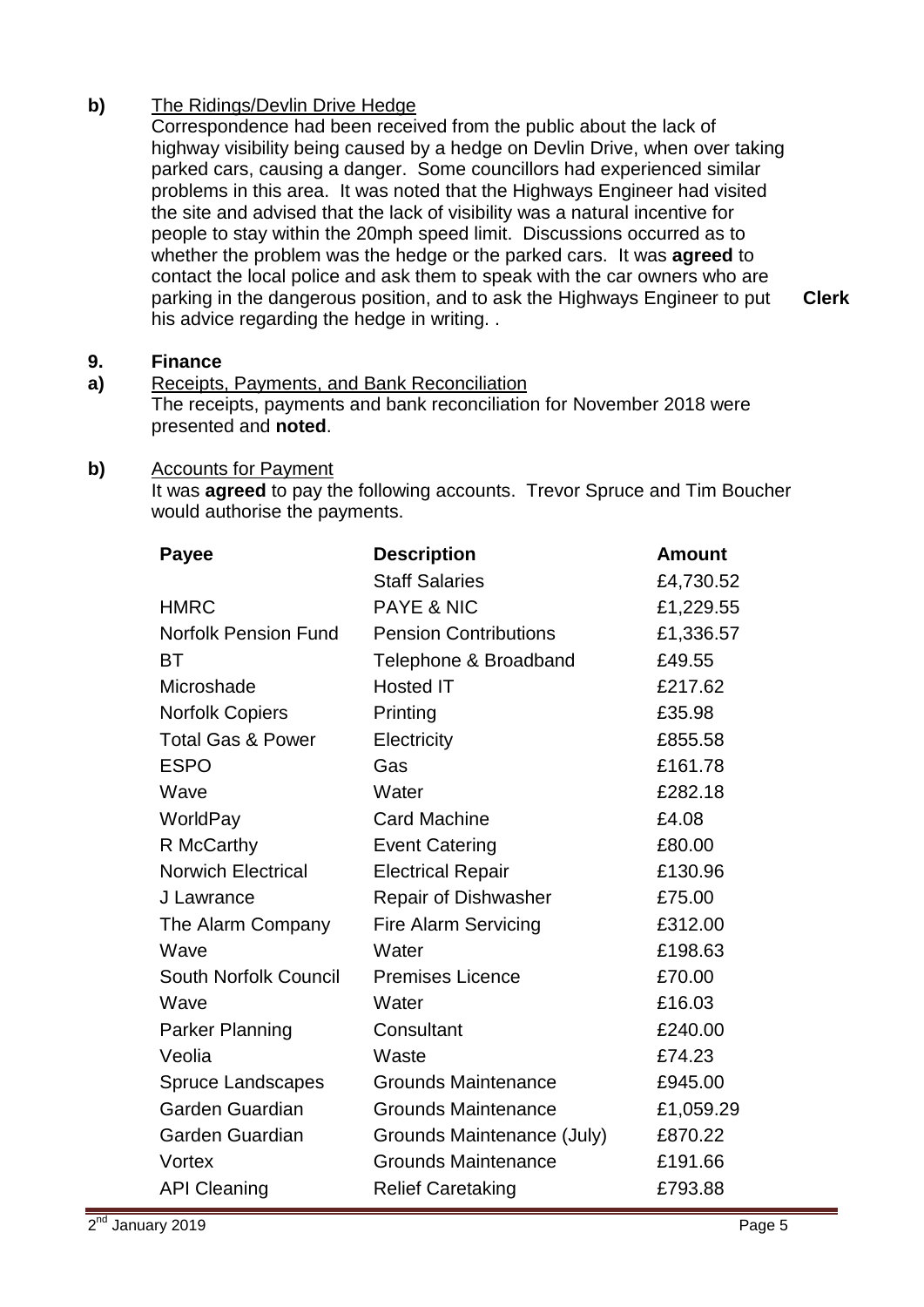**b)** The Ridings/Devlin Drive Hedge

Correspondence had been received from the public about the lack of highway visibility being caused by a hedge on Devlin Drive, when over taking parked cars, causing a danger. Some councillors had experienced similar problems in this area. It was noted that the Highways Engineer had visited the site and advised that the lack of visibility was a natural incentive for people to stay within the 20mph speed limit. Discussions occurred as to whether the problem was the hedge or the parked cars. It was **agreed** to contact the local police and ask them to speak with the car owners who are parking in the dangerous position, and to ask the Highways Engineer to put his advice regarding the hedge in writing. . **Clerk**

## 9. Finance

**a)** Receipts, Payments, and Bank Reconciliation

The receipts, payments and bank reconciliation for November 2018 were presented and **noted**.

**b)** Accounts for Payment

It was **agreed** to pay the following accounts. Trevor Spruce and Tim Boucher would authorise the payments.

| Payee | Description | Amount |
|---|---|---|
| | Staff Salaries | £4,730.52 |
| HMRC | PAYE & NIC | £1,229.55 |
| Norfolk Pension Fund | Pension Contributions | £1,336.57 |
| BT | Telephone & Broadband | £49.55 |
| Microshade | Hosted IT | £217.62 |
| Norfolk Copiers | Printing | £35.98 |
| Total Gas & Power | Electricity | £855.58 |
| ESPO | Gas | £161.78 |
| Wave | Water | £282.18 |
| WorldPay | Card Machine | £4.08 |
| R McCarthy | Event Catering | £80.00 |
| Norwich Electrical | Electrical Repair | £130.96 |
| J Lawrance | Repair of Dishwasher | £75.00 |
| The Alarm Company | Fire Alarm Servicing | £312.00 |
| Wave | Water | £198.63 |
| South Norfolk Council | Premises Licence | £70.00 |
| Wave | Water | £16.03 |
| Parker Planning | Consultant | £240.00 |
| Veolia | Waste | £74.23 |
| Spruce Landscapes | Grounds Maintenance | £945.00 |
| Garden Guardian | Grounds Maintenance | £1,059.29 |
| Garden Guardian | Grounds Maintenance (July) | £870.22 |
| Vortex | Grounds Maintenance | £191.66 |
| API Cleaning | Relief Caretaking | £793.88 |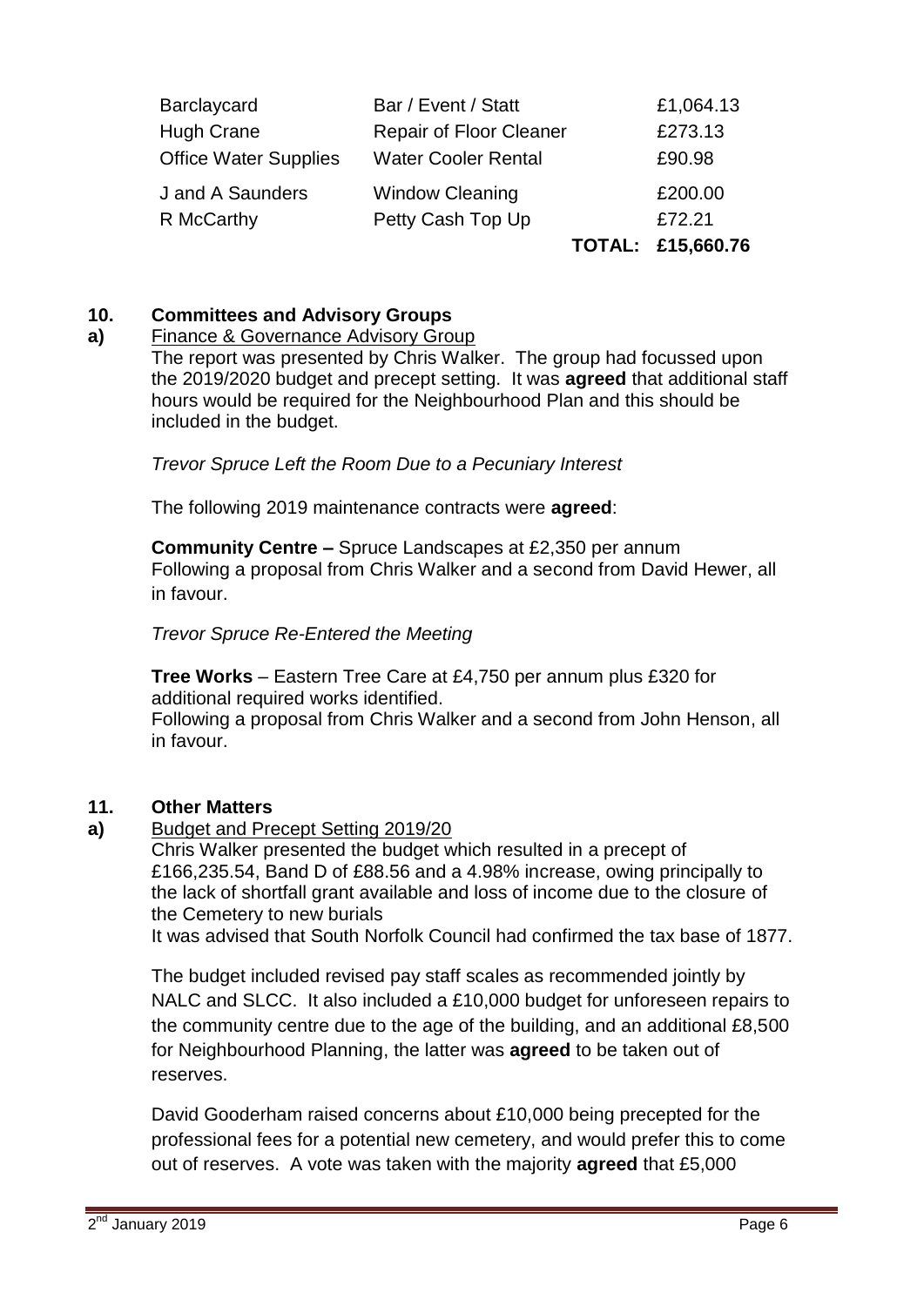| | | |
|---|---|---|
| Barclaycard | Bar / Event / Statt | £1,064.13 |
| Hugh Crane | Repair of Floor Cleaner | £273.13 |
| Office Water Supplies | Water Cooler Rental | £90.98 |
| J and A Saunders | Window Cleaning | £200.00 |
| R McCarthy | Petty Cash Top Up | £72.21 |
| | **TOTAL:** | **£15,660.76** |

## 10. Committees and Advisory Groups

**a)** Finance & Governance Advisory Group

The report was presented by Chris Walker. The group had focussed upon the 2019/2020 budget and precept setting. It was **agreed** that additional staff hours would be required for the Neighbourhood Plan and this should be included in the budget.

*Trevor Spruce Left the Room Due to a Pecuniary Interest*

The following 2019 maintenance contracts were **agreed**:

**Community Centre –** Spruce Landscapes at £2,350 per annum
Following a proposal from Chris Walker and a second from David Hewer, all in favour.

*Trevor Spruce Re-Entered the Meeting*

**Tree Works** – Eastern Tree Care at £4,750 per annum plus £320 for additional required works identified.
Following a proposal from Chris Walker and a second from John Henson, all in favour.

## 11. Other Matters

**a)** Budget and Precept Setting 2019/20

Chris Walker presented the budget which resulted in a precept of £166,235.54, Band D of £88.56 and a 4.98% increase, owing principally to the lack of shortfall grant available and loss of income due to the closure of the Cemetery to new burials
It was advised that South Norfolk Council had confirmed the tax base of 1877.

The budget included revised pay staff scales as recommended jointly by NALC and SLCC. It also included a £10,000 budget for unforeseen repairs to the community centre due to the age of the building, and an additional £8,500 for Neighbourhood Planning, the latter was **agreed** to be taken out of reserves.

David Gooderham raised concerns about £10,000 being precepted for the professional fees for a potential new cemetery, and would prefer this to come out of reserves. A vote was taken with the majority **agreed** that £5,000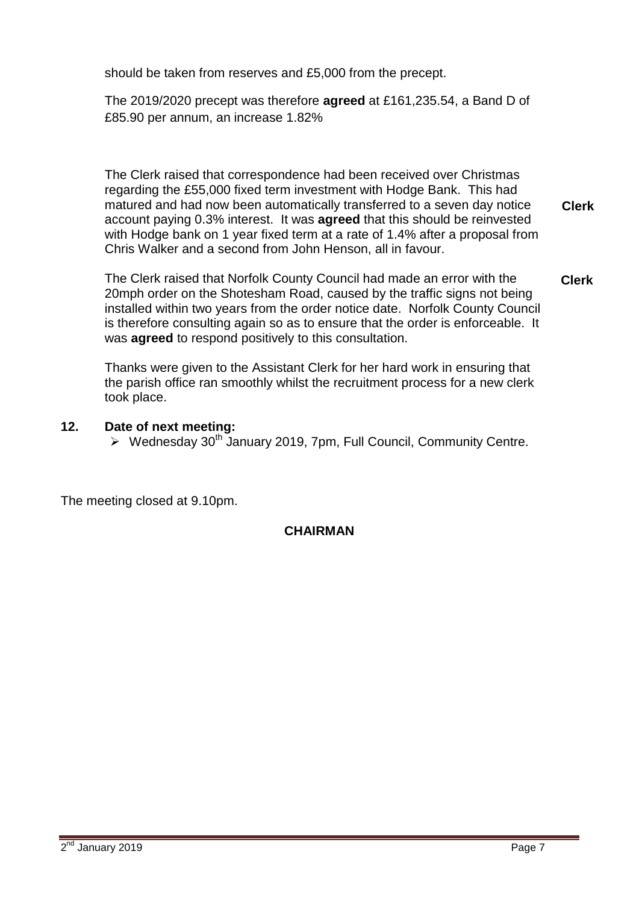should be taken from reserves and £5,000 from the precept.

The 2019/2020 precept was therefore **agreed** at £161,235.54, a Band D of £85.90 per annum, an increase 1.82%

The Clerk raised that correspondence had been received over Christmas regarding the £55,000 fixed term investment with Hodge Bank. This had matured and had now been automatically transferred to a seven day notice account paying 0.3% interest. It was **agreed** that this should be reinvested with Hodge bank on 1 year fixed term at a rate of 1.4% after a proposal from Chris Walker and a second from John Henson, all in favour. **Clerk**

The Clerk raised that Norfolk County Council had made an error with the 20mph order on the Shotesham Road, caused by the traffic signs not being installed within two years from the order notice date. Norfolk County Council is therefore consulting again so as to ensure that the order is enforceable. It was **agreed** to respond positively to this consultation. **Clerk**

Thanks were given to the Assistant Clerk for her hard work in ensuring that the parish office ran smoothly whilst the recruitment process for a new clerk took place.

## 12. Date of next meeting:

- Wednesday 30th January 2019, 7pm, Full Council, Community Centre.

The meeting closed at 9.10pm.

**CHAIRMAN**